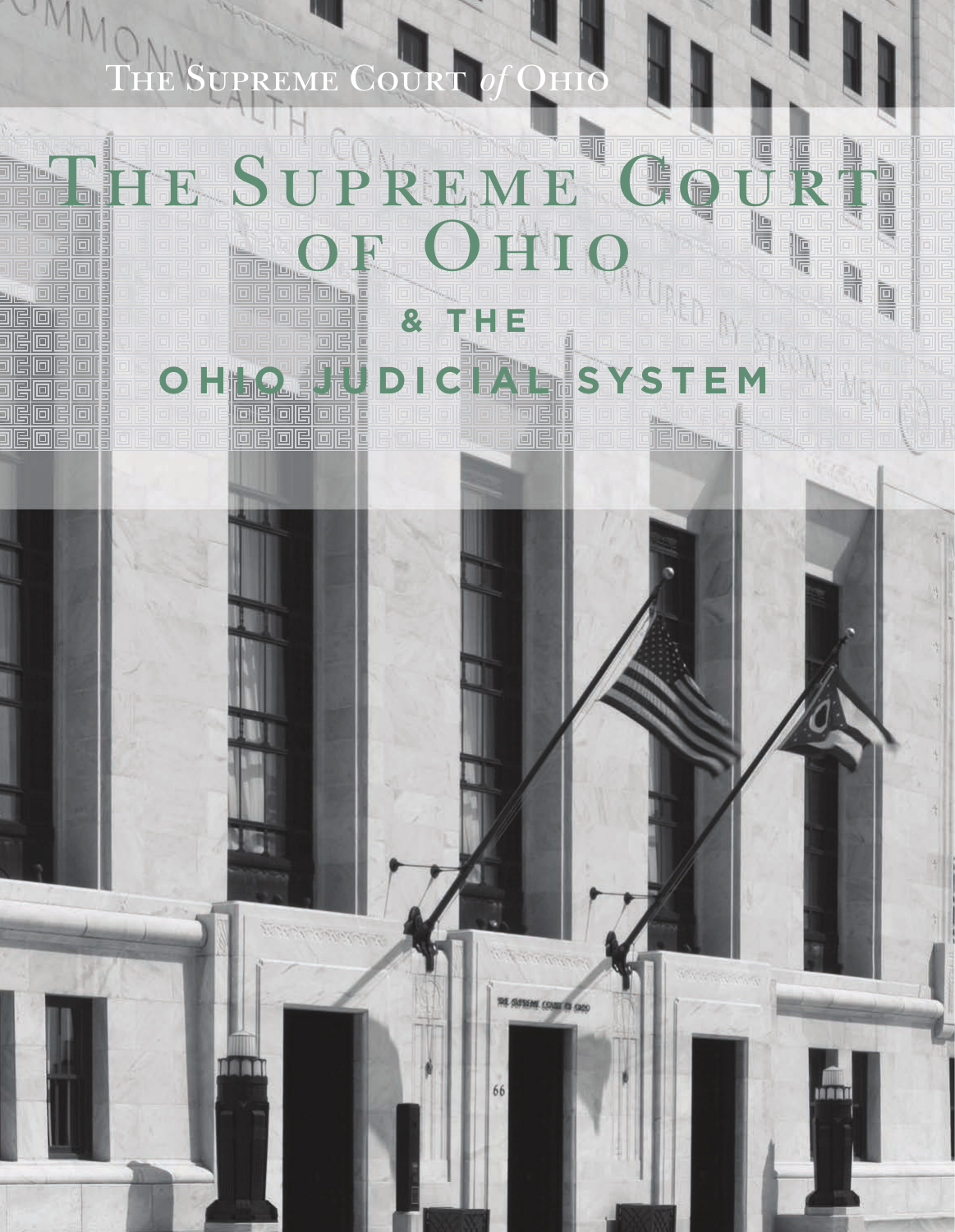The Supreme Court *of* Ohio

# The Supreme Court of Ohio

## & The

## Ohio Judicial System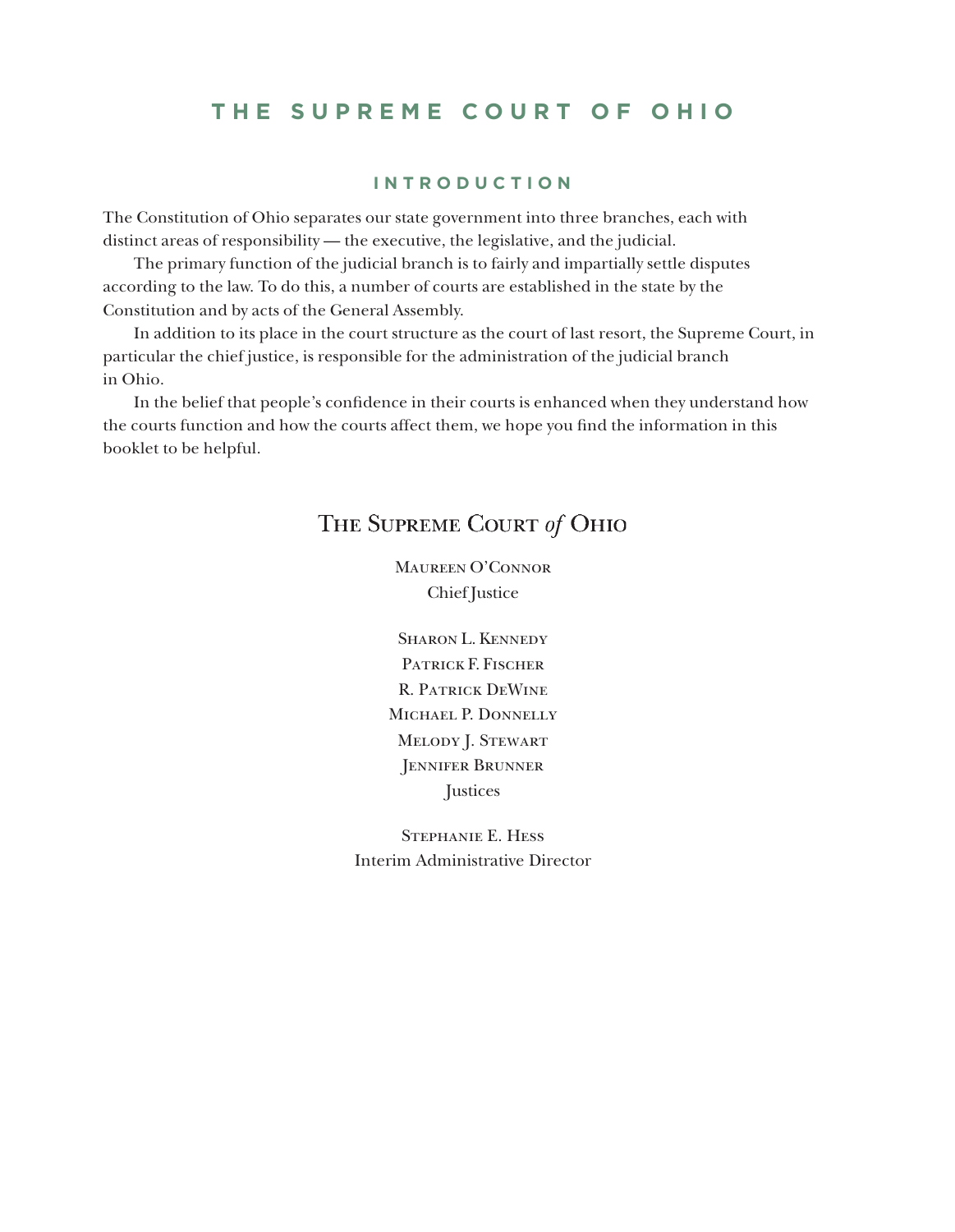# THE SUPREME COURT OF OHIO

## INTRODUCTION

The Constitution of Ohio separates our state government into three branches, each with distinct areas of responsibility — the executive, the legislative, and the judicial.

The primary function of the judicial branch is to fairly and impartially settle disputes according to the law. To do this, a number of courts are established in the state by the Constitution and by acts of the General Assembly.

In addition to its place in the court structure as the court of last resort, the Supreme Court, in particular the chief justice, is responsible for the administration of the judicial branch in Ohio.

In the belief that people's confidence in their courts is enhanced when they understand how the courts function and how the courts affect them, we hope you find the information in this booklet to be helpful.

## The Supreme Court *of* Ohio

Maureen O'Connor
Chief Justice

Sharon L. Kennedy
Patrick F. Fischer
R. Patrick DeWine
Michael P. Donnelly
Melody J. Stewart
Jennifer Brunner
Justices

Stephanie E. Hess
Interim Administrative Director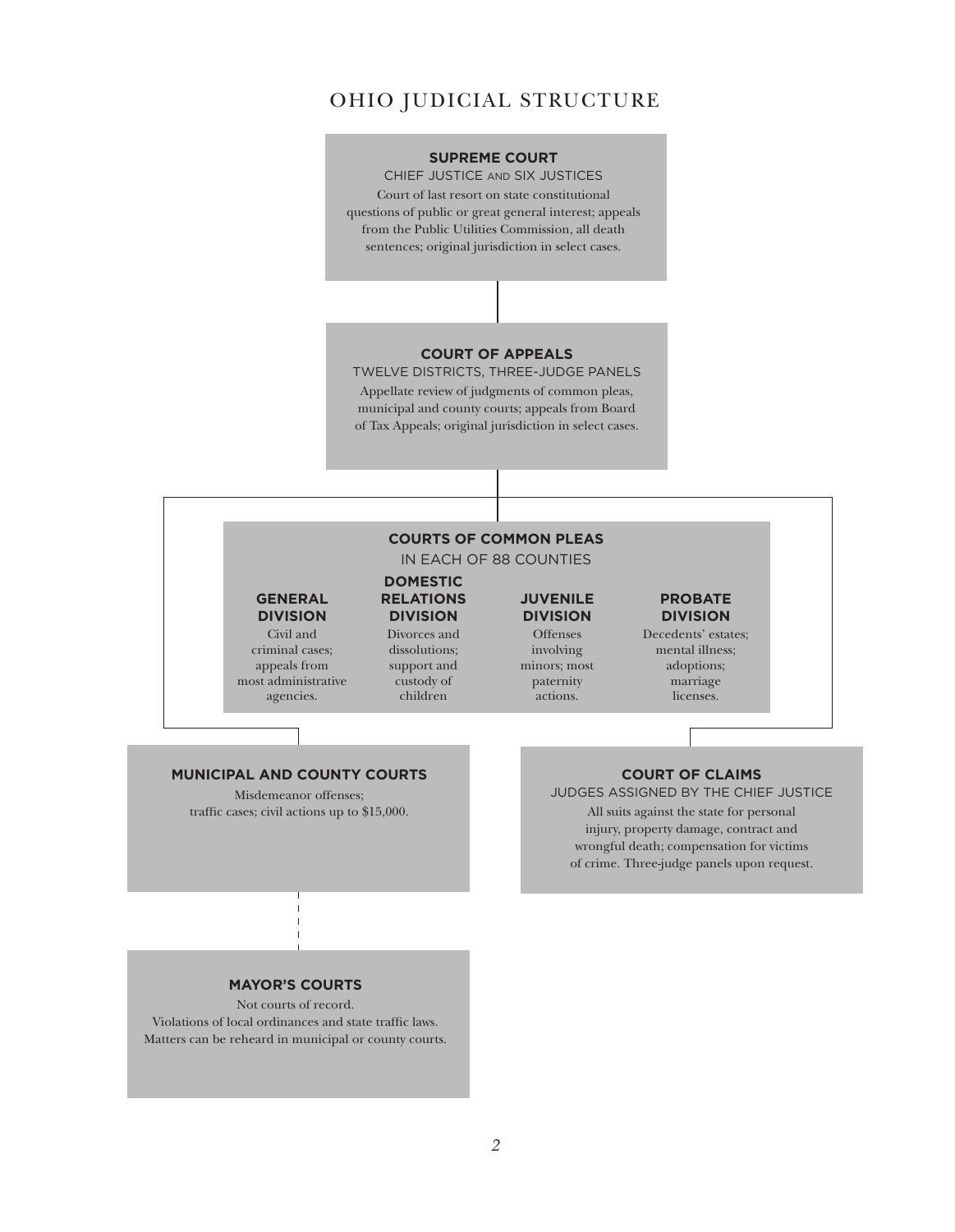# OHIO JUDICIAL STRUCTURE

### SUPREME COURT

CHIEF JUSTICE AND SIX JUSTICES

Court of last resort on state constitutional questions of public or great general interest; appeals from the Public Utilities Commission, all death sentences; original jurisdiction in select cases.

### COURT OF APPEALS

TWELVE DISTRICTS, THREE-JUDGE PANELS

Appellate review of judgments of common pleas, municipal and county courts; appeals from Board of Tax Appeals; original jurisdiction in select cases.

### COURTS OF COMMON PLEAS

IN EACH OF 88 COUNTIES

**GENERAL DIVISION**

Civil and criminal cases; appeals from most administrative agencies.

**DOMESTIC RELATIONS DIVISION**

Divorces and dissolutions; support and custody of children

**JUVENILE DIVISION**

Offenses involving minors; most paternity actions.

**PROBATE DIVISION**

Decedents' estates; mental illness; adoptions; marriage licenses.

### MUNICIPAL AND COUNTY COURTS

Misdemeanor offenses; traffic cases; civil actions up to $15,000.

### COURT OF CLAIMS

JUDGES ASSIGNED BY THE CHIEF JUSTICE

All suits against the state for personal injury, property damage, contract and wrongful death; compensation for victims of crime. Three-judge panels upon request.

### MAYOR'S COURTS

Not courts of record.
Violations of local ordinances and state traffic laws.
Matters can be reheard in municipal or county courts.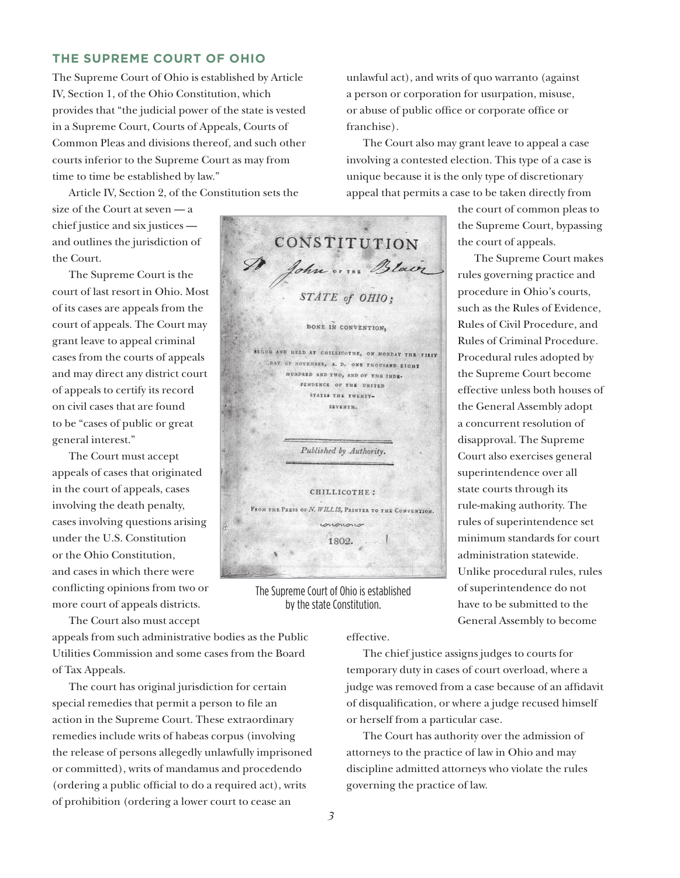## THE SUPREME COURT OF OHIO

The Supreme Court of Ohio is established by Article IV, Section 1, of the Ohio Constitution, which provides that "the judicial power of the state is vested in a Supreme Court, Courts of Appeals, Courts of Common Pleas and divisions thereof, and such other courts inferior to the Supreme Court as may from time to time be established by law."

Article IV, Section 2, of the Constitution sets the size of the Court at seven — a chief justice and six justices — and outlines the jurisdiction of the Court.

The Supreme Court is the court of last resort in Ohio. Most of its cases are appeals from the court of appeals. The Court may grant leave to appeal criminal cases from the courts of appeals and may direct any district court of appeals to certify its record on civil cases that are found to be "cases of public or great general interest."

The Court must accept appeals of cases that originated in the court of appeals, cases involving the death penalty, cases involving questions arising under the U.S. Constitution or the Ohio Constitution, and cases in which there were conflicting opinions from two or more court of appeals districts.

The Court also must accept appeals from such administrative bodies as the Public Utilities Commission and some cases from the Board of Tax Appeals.

The court has original jurisdiction for certain special remedies that permit a person to file an action in the Supreme Court. These extraordinary remedies include writs of habeas corpus (involving the release of persons allegedly unlawfully imprisoned or committed), writs of mandamus and procedendo (ordering a public official to do a required act), writs of prohibition (ordering a lower court to cease an unlawful act), and writs of quo warranto (against a person or corporation for usurpation, misuse, or abuse of public office or corporate office or franchise).

The Court also may grant leave to appeal a case involving a contested election. This type of a case is unique because it is the only type of discretionary appeal that permits a case to be taken directly from the court of common pleas to the Supreme Court, bypassing the court of appeals.

The Supreme Court makes rules governing practice and procedure in Ohio's courts, such as the Rules of Evidence, Rules of Civil Procedure, and Rules of Criminal Procedure. Procedural rules adopted by the Supreme Court become effective unless both houses of the General Assembly adopt a concurrent resolution of disapproval. The Supreme Court also exercises general superintendence over all state courts through its rule-making authority. The rules of superintendence set minimum standards for court administration statewide. Unlike procedural rules, rules of superintendence do not have to be submitted to the General Assembly to become effective.

The chief justice assigns judges to courts for temporary duty in cases of court overload, where a judge was removed from a case because of an affidavit of disqualification, or where a judge recused himself or herself from a particular case.

The Court has authority over the admission of attorneys to the practice of law in Ohio and may discipline admitted attorneys who violate the rules governing the practice of law.

The Supreme Court of Ohio is established by the state Constitution.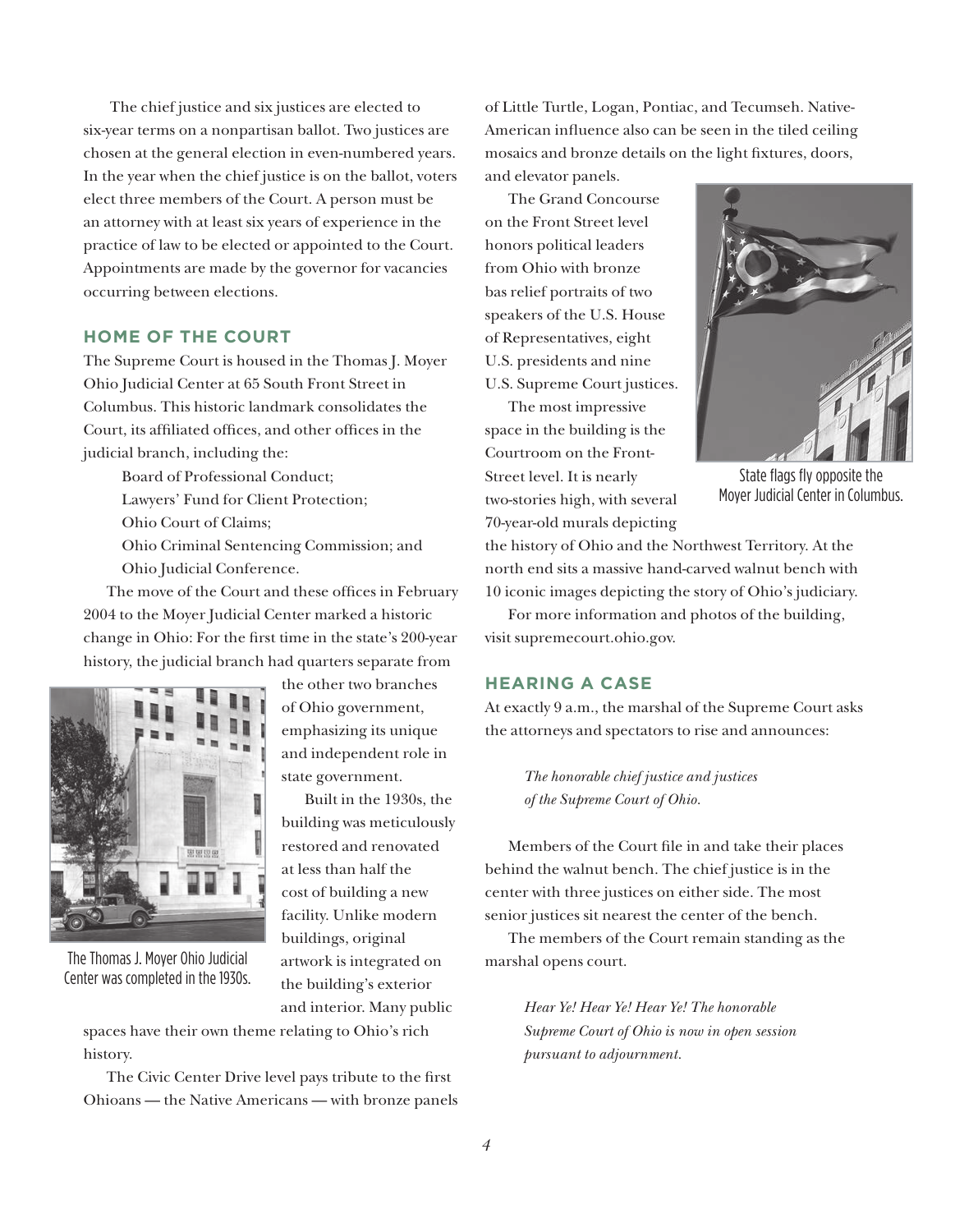The chief justice and six justices are elected to six-year terms on a nonpartisan ballot. Two justices are chosen at the general election in even-numbered years. In the year when the chief justice is on the ballot, voters elect three members of the Court. A person must be an attorney with at least six years of experience in the practice of law to be elected or appointed to the Court. Appointments are made by the governor for vacancies occurring between elections.

## HOME OF THE COURT

The Supreme Court is housed in the Thomas J. Moyer Ohio Judicial Center at 65 South Front Street in Columbus. This historic landmark consolidates the Court, its affiliated offices, and other offices in the judicial branch, including the:

- Board of Professional Conduct;
- Lawyers' Fund for Client Protection;
- Ohio Court of Claims;
- Ohio Criminal Sentencing Commission; and
- Ohio Judicial Conference.

The move of the Court and these offices in February 2004 to the Moyer Judicial Center marked a historic change in Ohio: For the first time in the state's 200-year history, the judicial branch had quarters separate from the other two branches of Ohio government, emphasizing its unique and independent role in state government.

The Thomas J. Moyer Ohio Judicial Center was completed in the 1930s.

Built in the 1930s, the building was meticulously restored and renovated at less than half the cost of building a new facility. Unlike modern buildings, original artwork is integrated on the building's exterior and interior. Many public spaces have their own theme relating to Ohio's rich history.

The Civic Center Drive level pays tribute to the first Ohioans — the Native Americans — with bronze panels of Little Turtle, Logan, Pontiac, and Tecumseh. Native-American influence also can be seen in the tiled ceiling mosaics and bronze details on the light fixtures, doors, and elevator panels.

The Grand Concourse on the Front Street level honors political leaders from Ohio with bronze bas relief portraits of two speakers of the U.S. House of Representatives, eight U.S. presidents and nine U.S. Supreme Court justices.

The most impressive space in the building is the Courtroom on the Front-Street level. It is nearly two-stories high, with several 70-year-old murals depicting the history of Ohio and the Northwest Territory. At the north end sits a massive hand-carved walnut bench with 10 iconic images depicting the story of Ohio's judiciary.

State flags fly opposite the Moyer Judicial Center in Columbus.

For more information and photos of the building, visit supremecourt.ohio.gov.

## HEARING A CASE

At exactly 9 a.m., the marshal of the Supreme Court asks the attorneys and spectators to rise and announces:

> *The honorable chief justice and justices of the Supreme Court of Ohio.*

Members of the Court file in and take their places behind the walnut bench. The chief justice is in the center with three justices on either side. The most senior justices sit nearest the center of the bench.

The members of the Court remain standing as the marshal opens court.

> *Hear Ye! Hear Ye! Hear Ye! The honorable Supreme Court of Ohio is now in open session pursuant to adjournment.*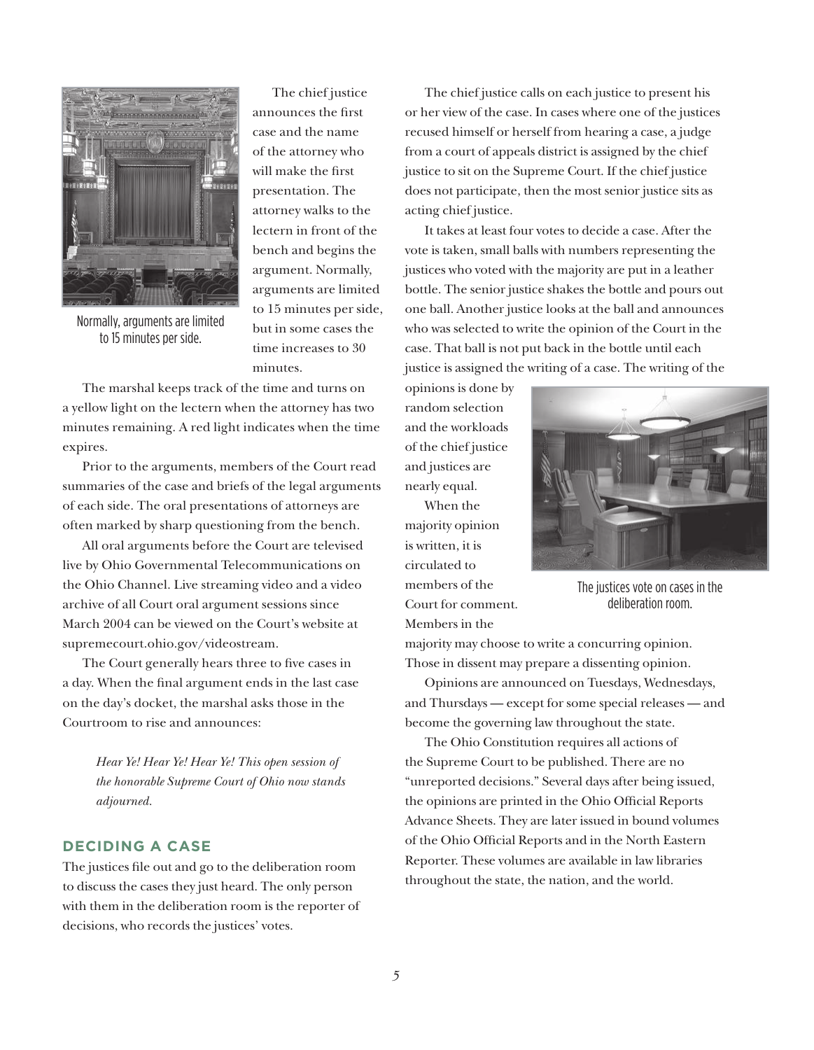The chief justice announces the first case and the name of the attorney who will make the first presentation. The attorney walks to the lectern in front of the bench and begins the argument. Normally, arguments are limited to 15 minutes per side, but in some cases the time increases to 30 minutes.

Normally, arguments are limited to 15 minutes per side.

The marshal keeps track of the time and turns on a yellow light on the lectern when the attorney has two minutes remaining. A red light indicates when the time expires.

Prior to the arguments, members of the Court read summaries of the case and briefs of the legal arguments of each side. The oral presentations of attorneys are often marked by sharp questioning from the bench.

All oral arguments before the Court are televised live by Ohio Governmental Telecommunications on the Ohio Channel. Live streaming video and a video archive of all Court oral argument sessions since March 2004 can be viewed on the Court's website at supremecourt.ohio.gov/videostream.

The Court generally hears three to five cases in a day. When the final argument ends in the last case on the day's docket, the marshal asks those in the Courtroom to rise and announces:

> *Hear Ye! Hear Ye! Hear Ye! This open session of the honorable Supreme Court of Ohio now stands adjourned.*

## DECIDING A CASE

The justices file out and go to the deliberation room to discuss the cases they just heard. The only person with them in the deliberation room is the reporter of decisions, who records the justices' votes.

The chief justice calls on each justice to present his or her view of the case. In cases where one of the justices recused himself or herself from hearing a case, a judge from a court of appeals district is assigned by the chief justice to sit on the Supreme Court. If the chief justice does not participate, then the most senior justice sits as acting chief justice.

It takes at least four votes to decide a case. After the vote is taken, small balls with numbers representing the justices who voted with the majority are put in a leather bottle. The senior justice shakes the bottle and pours out one ball. Another justice looks at the ball and announces who was selected to write the opinion of the Court in the case. That ball is not put back in the bottle until each justice is assigned the writing of a case. The writing of the opinions is done by random selection and the workloads of the chief justice and justices are nearly equal.

The justices vote on cases in the deliberation room.

When the majority opinion is written, it is circulated to members of the Court for comment. Members in the majority may choose to write a concurring opinion. Those in dissent may prepare a dissenting opinion.

Opinions are announced on Tuesdays, Wednesdays, and Thursdays — except for some special releases — and become the governing law throughout the state.

The Ohio Constitution requires all actions of the Supreme Court to be published. There are no "unreported decisions." Several days after being issued, the opinions are printed in the Ohio Official Reports Advance Sheets. They are later issued in bound volumes of the Ohio Official Reports and in the North Eastern Reporter. These volumes are available in law libraries throughout the state, the nation, and the world.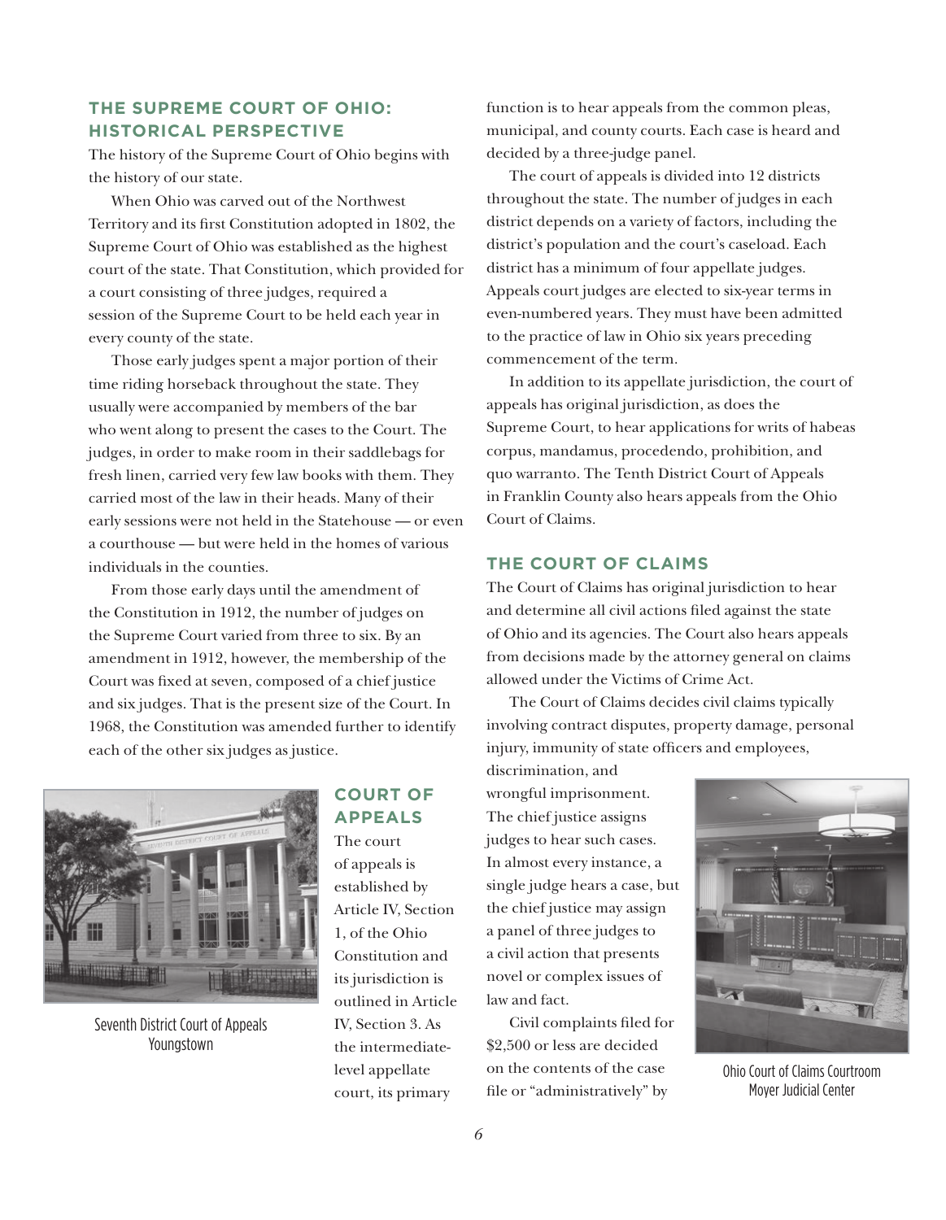## THE SUPREME COURT OF OHIO: HISTORICAL PERSPECTIVE

The history of the Supreme Court of Ohio begins with the history of our state.

When Ohio was carved out of the Northwest Territory and its first Constitution adopted in 1802, the Supreme Court of Ohio was established as the highest court of the state. That Constitution, which provided for a court consisting of three judges, required a session of the Supreme Court to be held each year in every county of the state.

Those early judges spent a major portion of their time riding horseback throughout the state. They usually were accompanied by members of the bar who went along to present the cases to the Court. The judges, in order to make room in their saddlebags for fresh linen, carried very few law books with them. They carried most of the law in their heads. Many of their early sessions were not held in the Statehouse — or even a courthouse — but were held in the homes of various individuals in the counties.

From those early days until the amendment of the Constitution in 1912, the number of judges on the Supreme Court varied from three to six. By an amendment in 1912, however, the membership of the Court was fixed at seven, composed of a chief justice and six judges. That is the present size of the Court. In 1968, the Constitution was amended further to identify each of the other six judges as justice.

Seventh District Court of Appeals Youngstown

## COURT OF APPEALS

The court of appeals is established by Article IV, Section 1, of the Ohio Constitution and its jurisdiction is outlined in Article IV, Section 3. As the intermediate-level appellate court, its primary function is to hear appeals from the common pleas, municipal, and county courts. Each case is heard and decided by a three-judge panel.

The court of appeals is divided into 12 districts throughout the state. The number of judges in each district depends on a variety of factors, including the district's population and the court's caseload. Each district has a minimum of four appellate judges. Appeals court judges are elected to six-year terms in even-numbered years. They must have been admitted to the practice of law in Ohio six years preceding commencement of the term.

In addition to its appellate jurisdiction, the court of appeals has original jurisdiction, as does the Supreme Court, to hear applications for writs of habeas corpus, mandamus, procedendo, prohibition, and quo warranto. The Tenth District Court of Appeals in Franklin County also hears appeals from the Ohio Court of Claims.

## THE COURT OF CLAIMS

The Court of Claims has original jurisdiction to hear and determine all civil actions filed against the state of Ohio and its agencies. The Court also hears appeals from decisions made by the attorney general on claims allowed under the Victims of Crime Act.

The Court of Claims decides civil claims typically involving contract disputes, property damage, personal injury, immunity of state officers and employees, discrimination, and wrongful imprisonment. The chief justice assigns judges to hear such cases. In almost every instance, a single judge hears a case, but the chief justice may assign a panel of three judges to a civil action that presents novel or complex issues of law and fact.

Civil complaints filed for $2,500 or less are decided on the contents of the case file or "administratively" by

Ohio Court of Claims Courtroom Moyer Judicial Center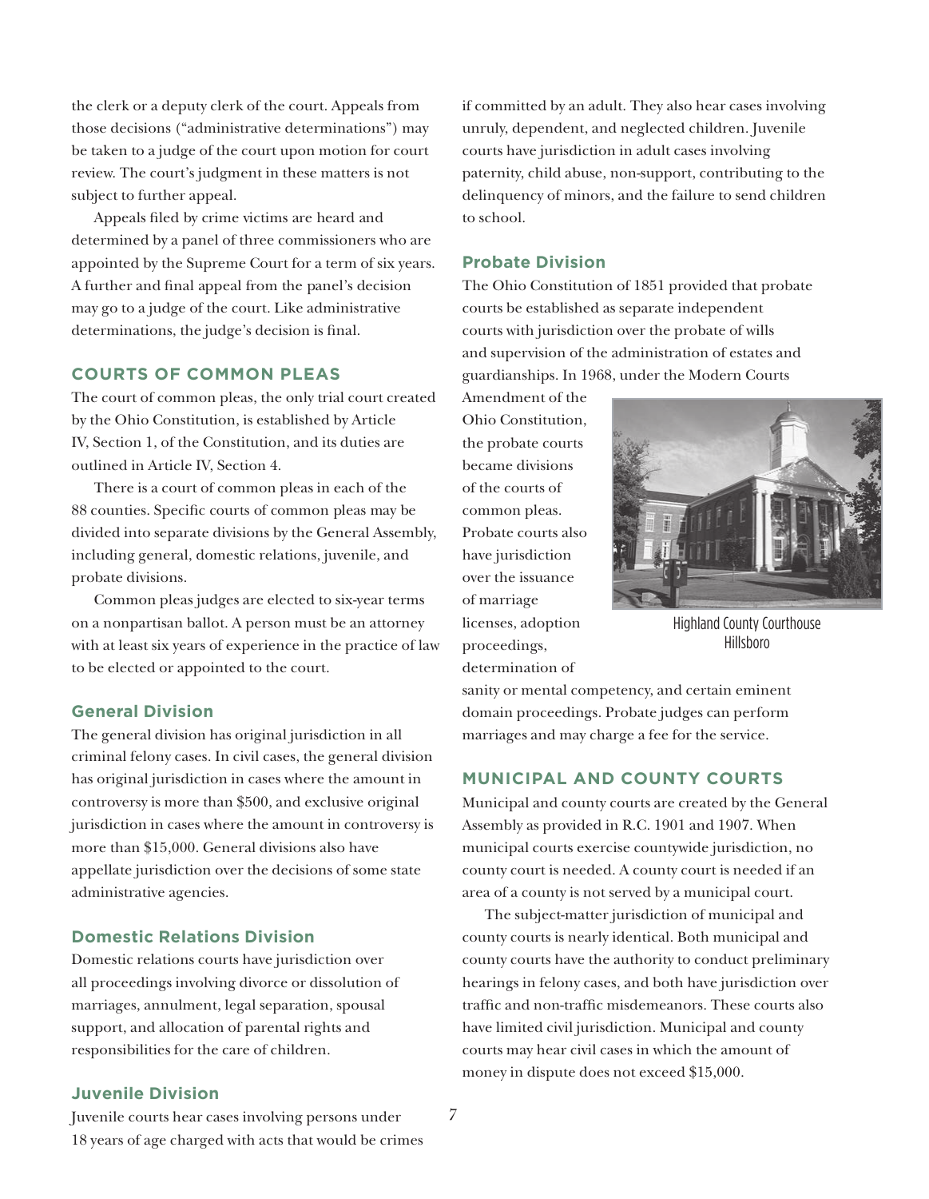the clerk or a deputy clerk of the court. Appeals from those decisions ("administrative determinations") may be taken to a judge of the court upon motion for court review. The court's judgment in these matters is not subject to further appeal.

Appeals filed by crime victims are heard and determined by a panel of three commissioners who are appointed by the Supreme Court for a term of six years. A further and final appeal from the panel's decision may go to a judge of the court. Like administrative determinations, the judge's decision is final.

## COURTS OF COMMON PLEAS

The court of common pleas, the only trial court created by the Ohio Constitution, is established by Article IV, Section 1, of the Constitution, and its duties are outlined in Article IV, Section 4.

There is a court of common pleas in each of the 88 counties. Specific courts of common pleas may be divided into separate divisions by the General Assembly, including general, domestic relations, juvenile, and probate divisions.

Common pleas judges are elected to six-year terms on a nonpartisan ballot. A person must be an attorney with at least six years of experience in the practice of law to be elected or appointed to the court.

### General Division

The general division has original jurisdiction in all criminal felony cases. In civil cases, the general division has original jurisdiction in cases where the amount in controversy is more than $500, and exclusive original jurisdiction in cases where the amount in controversy is more than $15,000. General divisions also have appellate jurisdiction over the decisions of some state administrative agencies.

### Domestic Relations Division

Domestic relations courts have jurisdiction over all proceedings involving divorce or dissolution of marriages, annulment, legal separation, spousal support, and allocation of parental rights and responsibilities for the care of children.

### Juvenile Division

Juvenile courts hear cases involving persons under 18 years of age charged with acts that would be crimes if committed by an adult. They also hear cases involving unruly, dependent, and neglected children. Juvenile courts have jurisdiction in adult cases involving paternity, child abuse, non-support, contributing to the delinquency of minors, and the failure to send children to school.

### Probate Division

The Ohio Constitution of 1851 provided that probate courts be established as separate independent courts with jurisdiction over the probate of wills and supervision of the administration of estates and guardianships. In 1968, under the Modern Courts Amendment of the Ohio Constitution, the probate courts became divisions of the courts of common pleas. Probate courts also have jurisdiction over the issuance of marriage licenses, adoption proceedings, determination of sanity or mental competency, and certain eminent domain proceedings. Probate judges can perform marriages and may charge a fee for the service.

Highland County Courthouse
Hillsboro

## MUNICIPAL AND COUNTY COURTS

Municipal and county courts are created by the General Assembly as provided in R.C. 1901 and 1907. When municipal courts exercise countywide jurisdiction, no county court is needed. A county court is needed if an area of a county is not served by a municipal court.

The subject-matter jurisdiction of municipal and county courts is nearly identical. Both municipal and county courts have the authority to conduct preliminary hearings in felony cases, and both have jurisdiction over traffic and non-traffic misdemeanors. These courts also have limited civil jurisdiction. Municipal and county courts may hear civil cases in which the amount of money in dispute does not exceed $15,000.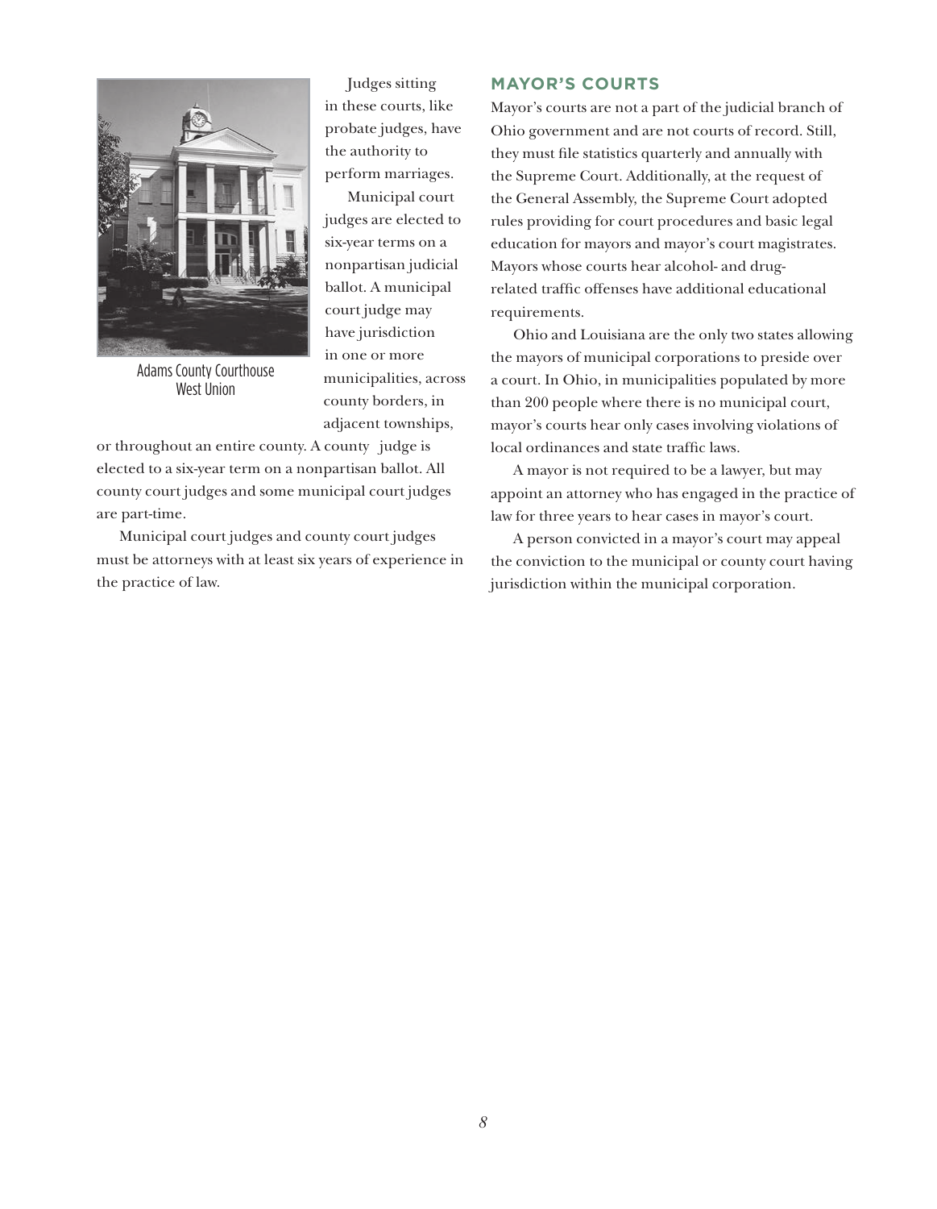Adams County Courthouse
West Union

Judges sitting in these courts, like probate judges, have the authority to perform marriages.

Municipal court judges are elected to six-year terms on a nonpartisan judicial ballot. A municipal court judge may have jurisdiction in one or more municipalities, across county borders, in adjacent townships, or throughout an entire county. A county judge is elected to a six-year term on a nonpartisan ballot. All county court judges and some municipal court judges are part-time.

Municipal court judges and county court judges must be attorneys with at least six years of experience in the practice of law.

## MAYOR'S COURTS

Mayor's courts are not a part of the judicial branch of Ohio government and are not courts of record. Still, they must file statistics quarterly and annually with the Supreme Court. Additionally, at the request of the General Assembly, the Supreme Court adopted rules providing for court procedures and basic legal education for mayors and mayor's court magistrates. Mayors whose courts hear alcohol- and drug-related traffic offenses have additional educational requirements.

Ohio and Louisiana are the only two states allowing the mayors of municipal corporations to preside over a court. In Ohio, in municipalities populated by more than 200 people where there is no municipal court, mayor's courts hear only cases involving violations of local ordinances and state traffic laws.

A mayor is not required to be a lawyer, but may appoint an attorney who has engaged in the practice of law for three years to hear cases in mayor's court.

A person convicted in a mayor's court may appeal the conviction to the municipal or county court having jurisdiction within the municipal corporation.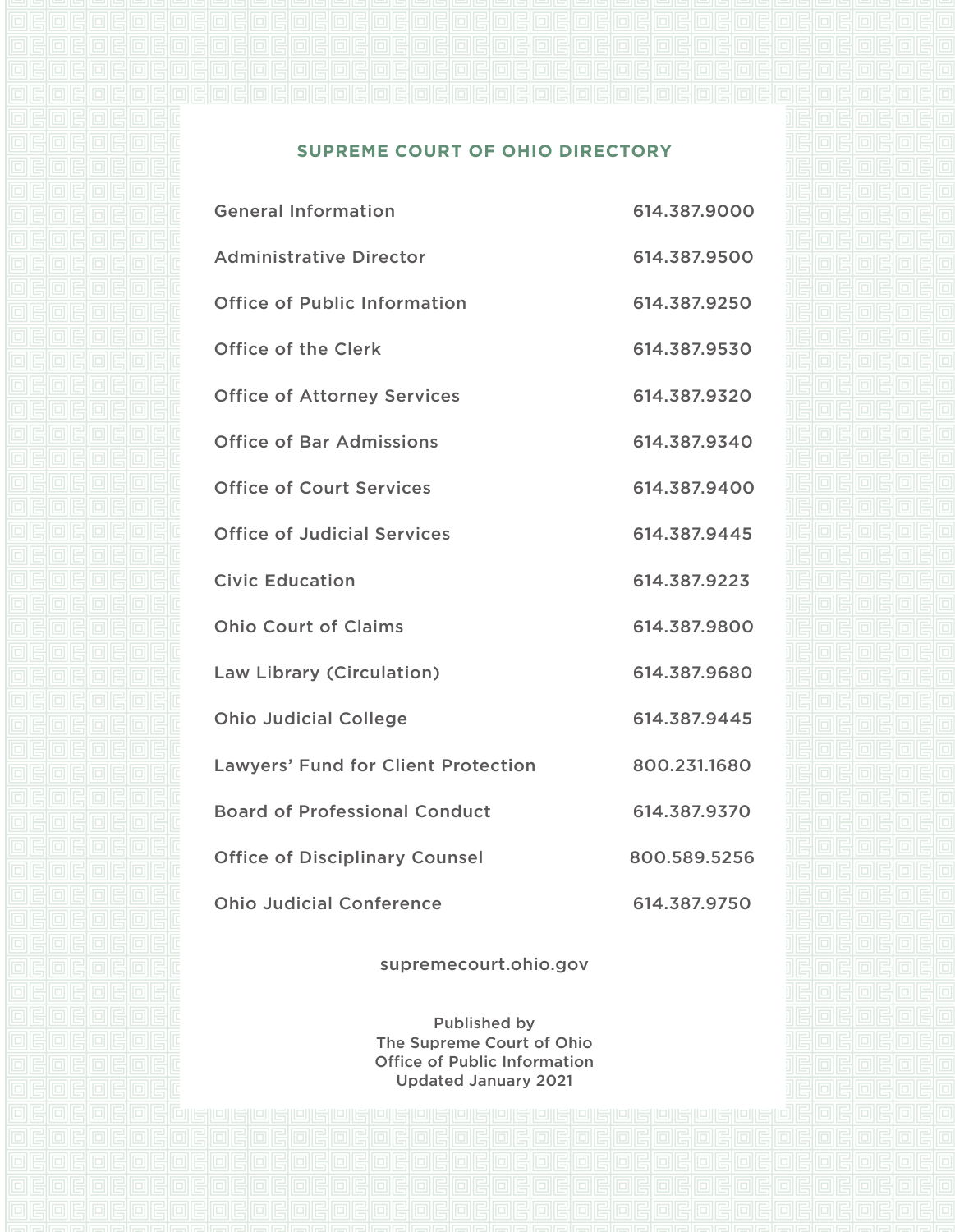## SUPREME COURT OF OHIO DIRECTORY

| | |
|---|---|
| General Information | 614.387.9000 |
| Administrative Director | 614.387.9500 |
| Office of Public Information | 614.387.9250 |
| Office of the Clerk | 614.387.9530 |
| Office of Attorney Services | 614.387.9320 |
| Office of Bar Admissions | 614.387.9340 |
| Office of Court Services | 614.387.9400 |
| Office of Judicial Services | 614.387.9445 |
| Civic Education | 614.387.9223 |
| Ohio Court of Claims | 614.387.9800 |
| Law Library (Circulation) | 614.387.9680 |
| Ohio Judicial College | 614.387.9445 |
| Lawyers' Fund for Client Protection | 800.231.1680 |
| Board of Professional Conduct | 614.387.9370 |
| Office of Disciplinary Counsel | 800.589.5256 |
| Ohio Judicial Conference | 614.387.9750 |

supremecourt.ohio.gov

Published by
The Supreme Court of Ohio
Office of Public Information
Updated January 2021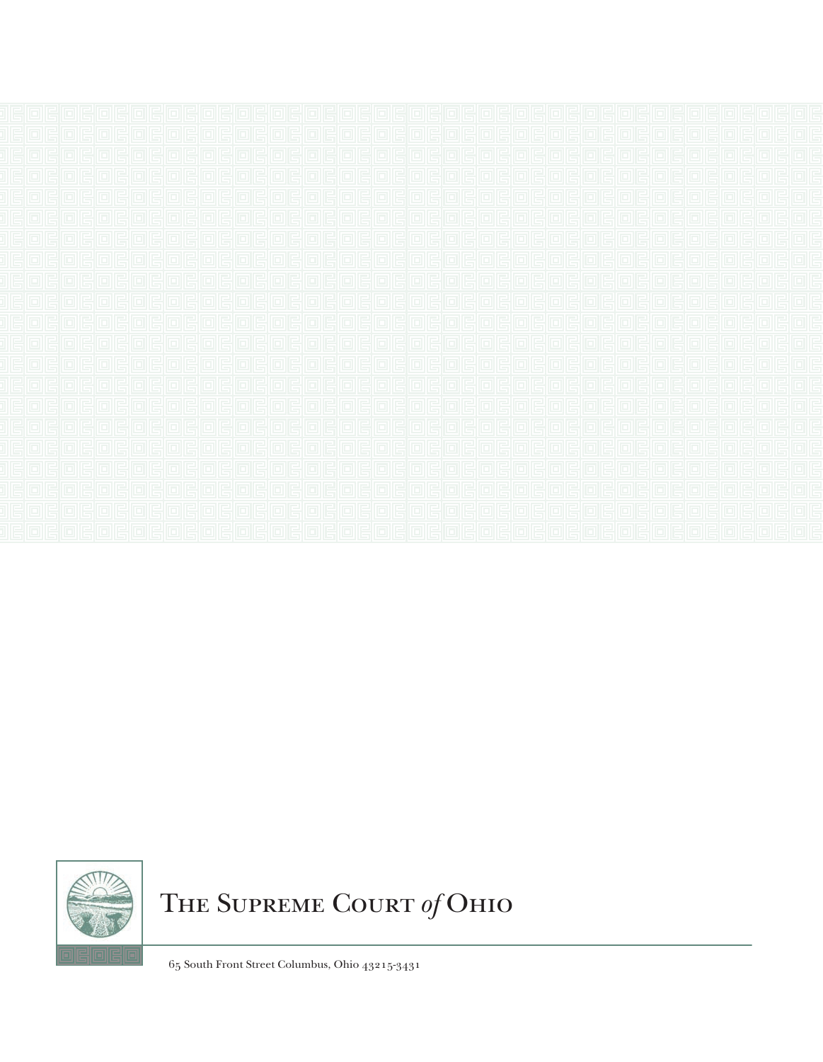The Supreme Court *of* Ohio

65 South Front Street Columbus, Ohio 43215-3431